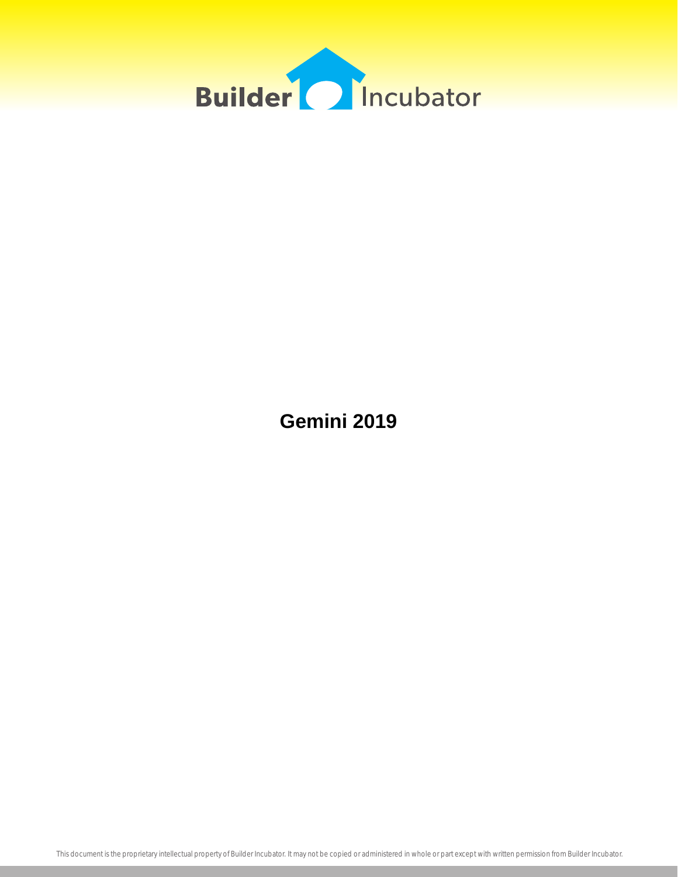Builder Incubator

# Gemini 2019

This document is the proprietary intellectual property of Builder Incubator. It may not be copied or administered in whole or part except with written permission from Builder Incubator.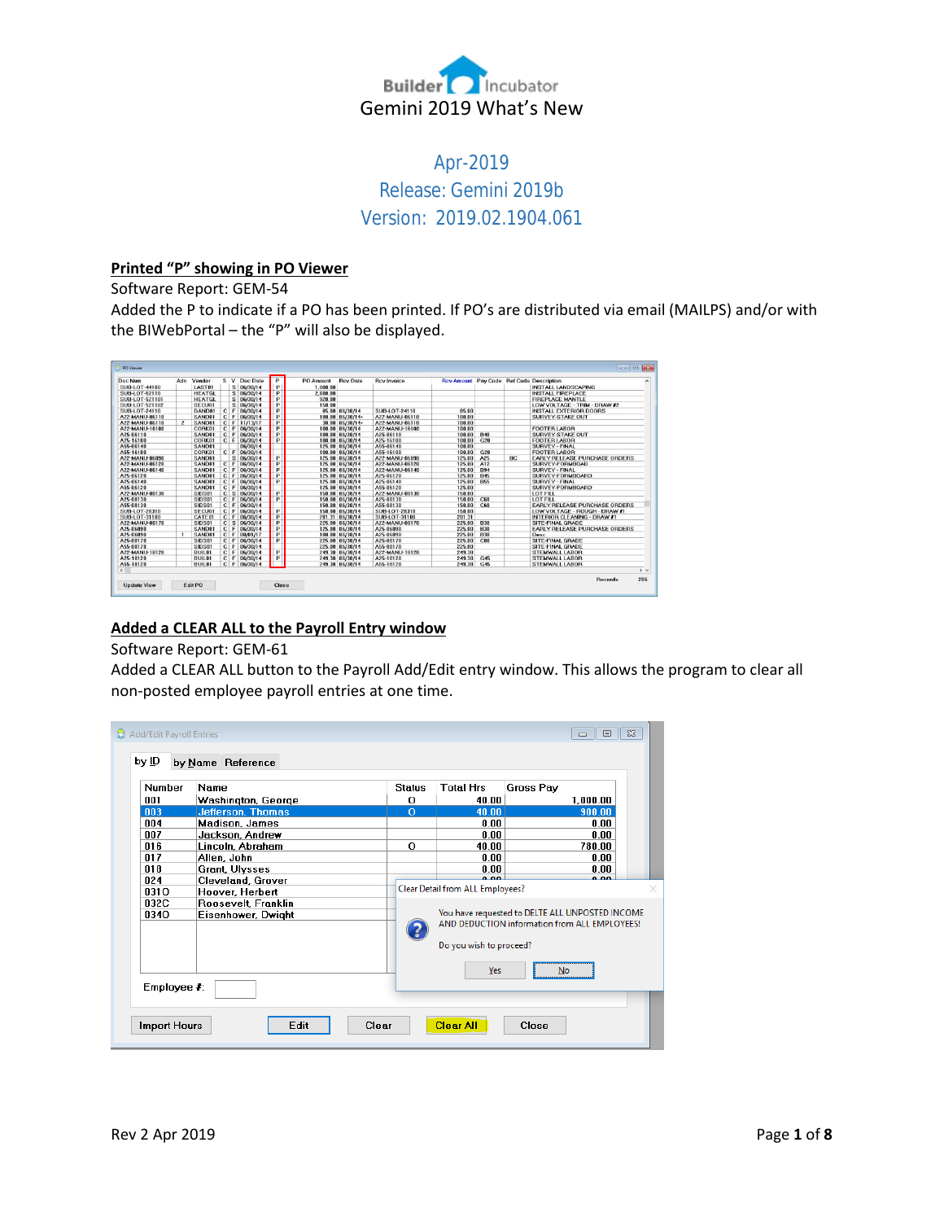# Gemini 2019 What's New

Apr-2019

Release: Gemini 2019b

Version: 2019.02.1904.061

## Printed "P" showing in PO Viewer

Software Report: GEM-54

Added the P to indicate if a PO has been printed. If PO's are distributed via email (MAILPS) and/or with the BIWebPortal – the "P" will also be displayed.

## Added a CLEAR ALL to the Payroll Entry window

Software Report: GEM-61

Added a CLEAR ALL button to the Payroll Add/Edit entry window. This allows the program to clear all non-posted employee payroll entries at one time.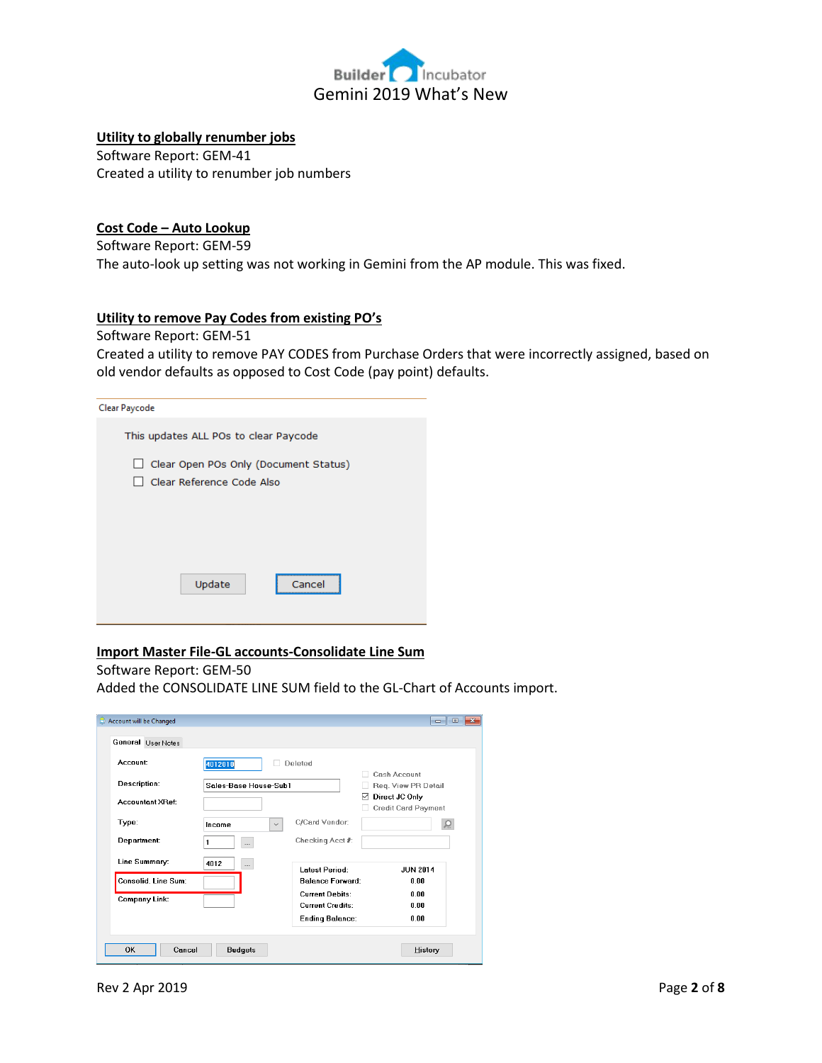### Utility to globally renumber jobs

Software Report: GEM-41

Created a utility to renumber job numbers

### Cost Code – Auto Lookup

Software Report: GEM-59

The auto-look up setting was not working in Gemini from the AP module. This was fixed.

### Utility to remove Pay Codes from existing PO's

Software Report: GEM-51

Created a utility to remove PAY CODES from Purchase Orders that were incorrectly assigned, based on old vendor defaults as opposed to Cost Code (pay point) defaults.

Clear Paycode

This updates ALL POs to clear Paycode

- [ ] Clear Open POs Only (Document Status)
- [ ] Clear Reference Code Also

Update | Cancel

### Import Master File-GL accounts-Consolidate Line Sum

Software Report: GEM-50

Added the CONSOLIDATE LINE SUM field to the GL-Chart of Accounts import.

Account will be Changed

General | User Notes

| | |
|---|---|
| Account: | 4012010 |
| Description: | Sales-Base House-Sub1 |
| Accountant XRef: | |
| Type: | Income |
| Department: | 1 |
| Line Summary: | 4012 |
| Consolid. Line Sum: | |
| Company Link: | |

- [ ] Deleted
- [ ] Cash Account
- [ ] Req. View PR Detail
- [x] Direct JC Only
- [ ] Credit Card Payment

C/Card Vendor:

Checking Acct #:

| | |
|---|---|
| Latest Period: | JUN 2014 |
| Balance Forward: | 0.00 |
| Current Debits: | 0.00 |
| Current Credits: | 0.00 |
| Ending Balance: | 0.00 |

OK | Cancel | Budgets | History

Rev 2 Apr 2019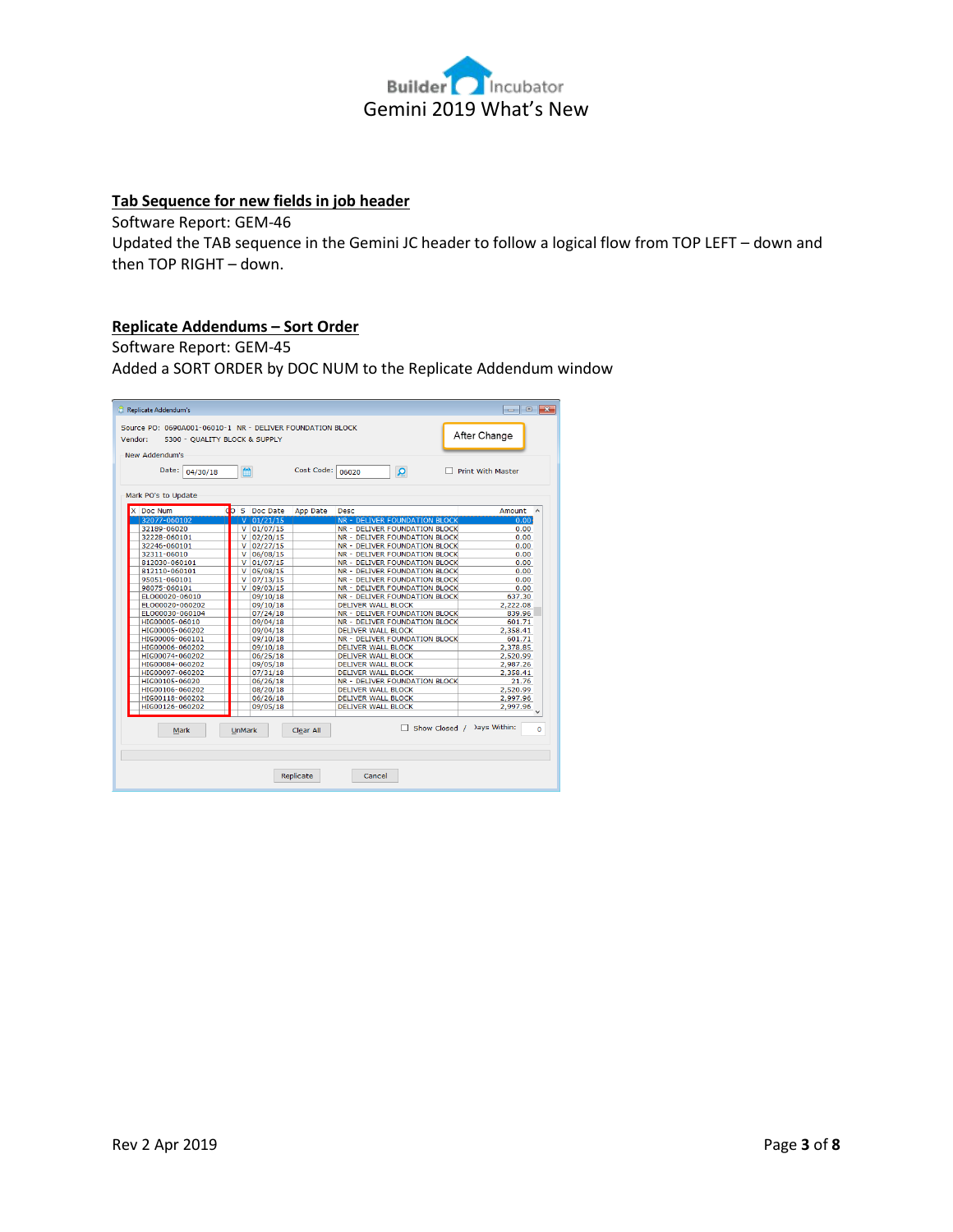## Tab Sequence for new fields in job header

Software Report: GEM-46

Updated the TAB sequence in the Gemini JC header to follow a logical flow from TOP LEFT – down and then TOP RIGHT – down.

## Replicate Addendums – Sort Order

Software Report: GEM-45

Added a SORT ORDER by DOC NUM to the Replicate Addendum window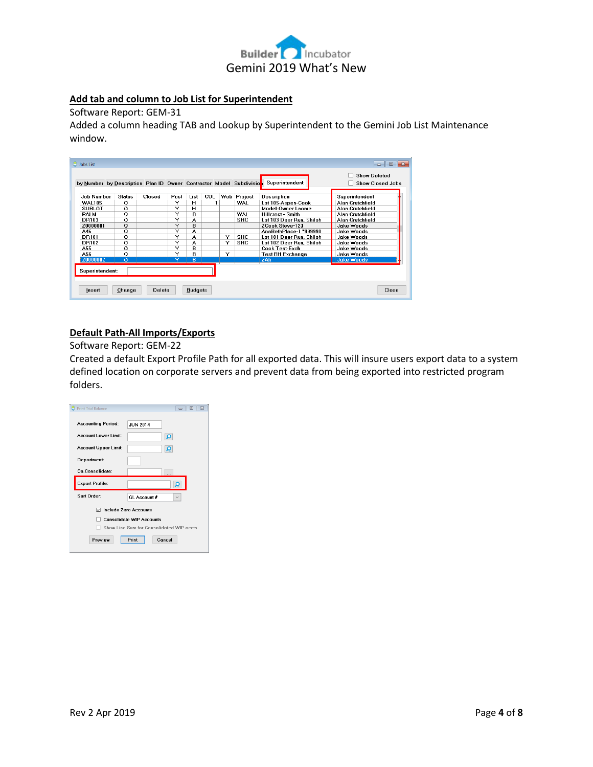## Add tab and column to Job List for Superintendent

Software Report: GEM-31

Added a column heading TAB and Lookup by Superintendent to the Gemini Job List Maintenance window.

## Default Path-All Imports/Exports

Software Report: GEM-22

Created a default Export Profile Path for all exported data. This will insure users export data to a system defined location on corporate servers and prevent data from being exported into restricted program folders.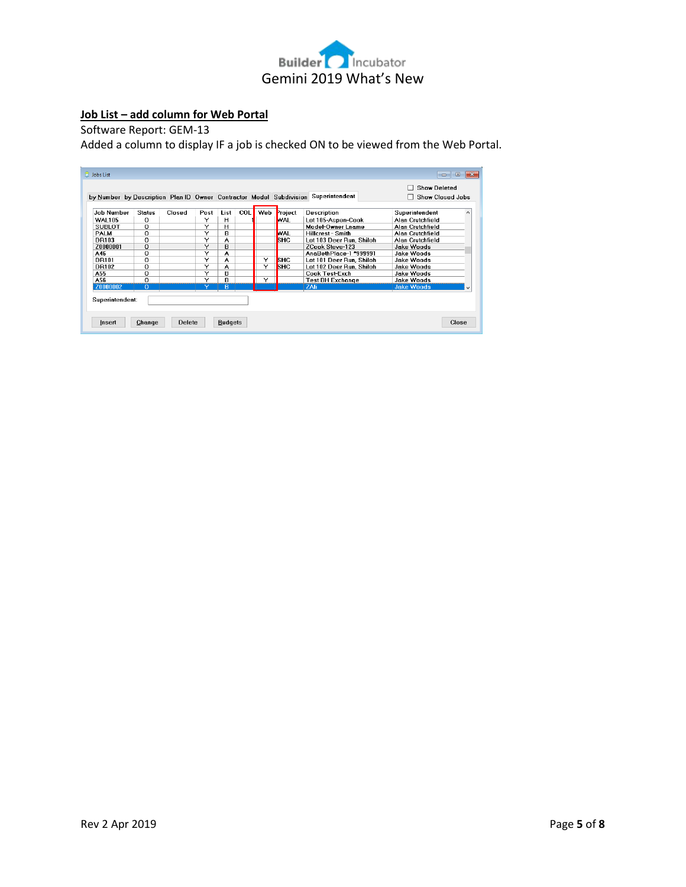## Job List – add column for Web Portal

Software Report: GEM-13

Added a column to display IF a job is checked ON to be viewed from the Web Portal.

**Jobs List**

Tabs: by Number | by Description | Plan ID | Owner | Contractor | Model | Subdivision | Superintendent

☐ Show Deleted
☐ Show Closed Jobs

| Job Number | Status | Closed | Post | List | COL | Web | Project | Description | Superintendent |
|---|---|---|---|---|---|---|---|---|---|
| WAL105 | O | | Y | H | | | WAL | Lot 105-Aspen-Cook | Alan Crutchfield |
| SUBLOT | O | | Y | H | | | | Model-Owner Lname | Alan Crutchfield |
| PALM | O | | Y | B | | | WAL | Hillcrest - Smith | Alan Crutchfield |
| DR103 | O | | Y | A | | | SHC | Lot 103 Deer Run, Shiloh | Alan Crutchfield |
| Z0000001 | O | | Y | B | | | | ZCook Steve-123 | Jake Woods |
| A46 | O | | Y | A | | | | AnaBethPlace-1 *999991 | Jake Woods |
| DR101 | O | | Y | A | | Y | SHC | Lot 101 Deer Run, Shiloh | Jake Woods |
| DR102 | O | | Y | A | | Y | SHC | Lot 102 Deer Run, Shiloh | Jake Woods |
| A55 | O | | Y | B | | | | Cook Test-Exch | Jake Woods |
| A56 | O | | Y | B | | Y | | Test BH Exchange | Jake Woods |
| Z0000002 | O | | Y | B | | | | ZAli | Jake Woods |

Superintendent:

Insert | Change | Delete | Budgets | Close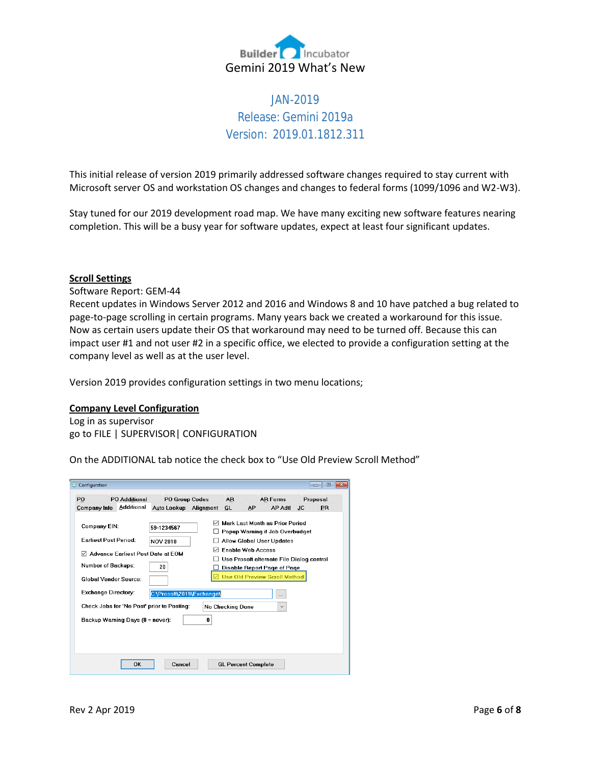Builder Incubator
Gemini 2019 What's New

JAN-2019
Release: Gemini 2019a
Version: 2019.01.1812.311

This initial release of version 2019 primarily addressed software changes required to stay current with Microsoft server OS and workstation OS changes and changes to federal forms (1099/1096 and W2-W3).

Stay tuned for our 2019 development road map. We have many exciting new software features nearing completion. This will be a busy year for software updates, expect at least four significant updates.

**Scroll Settings**

Software Report: GEM-44

Recent updates in Windows Server 2012 and 2016 and Windows 8 and 10 have patched a bug related to page-to-page scrolling in certain programs. Many years back we created a workaround for this issue. Now as certain users update their OS that workaround may need to be turned off. Because this can impact user #1 and not user #2 in a specific office, we elected to provide a configuration setting at the company level as well as at the user level.

Version 2019 provides configuration settings in two menu locations;

**Company Level Configuration**

Log in as supervisor

go to FILE | SUPERVISOR| CONFIGURATION

On the ADDITIONAL tab notice the check box to "Use Old Preview Scroll Method"

Rev 2 Apr 2019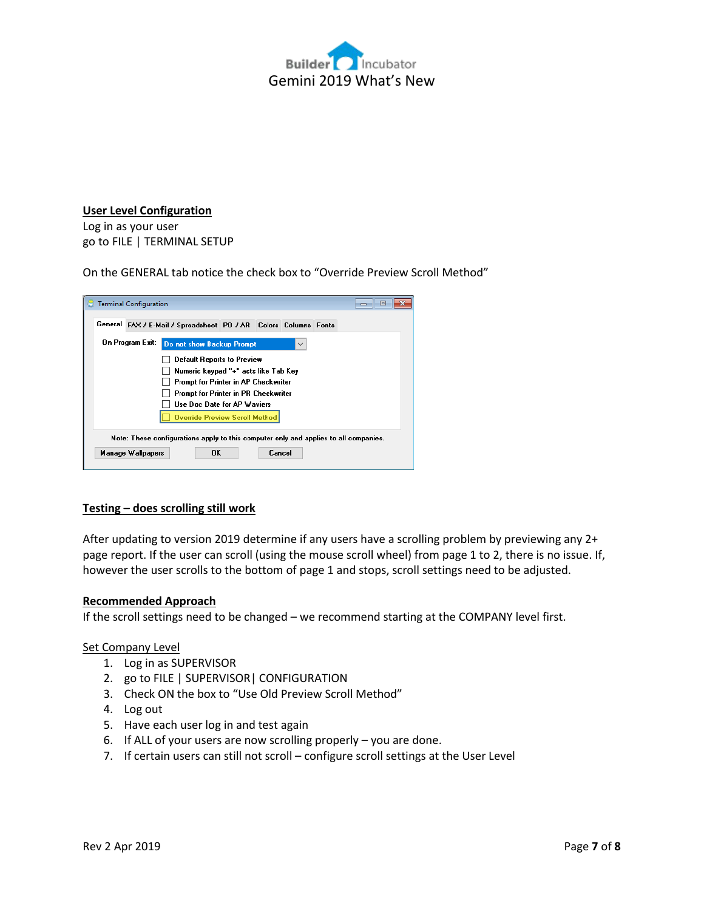## User Level Configuration

Log in as your user
go to FILE | TERMINAL SETUP

On the GENERAL tab notice the check box to "Override Preview Scroll Method"

## Testing – does scrolling still work

After updating to version 2019 determine if any users have a scrolling problem by previewing any 2+ page report. If the user can scroll (using the mouse scroll wheel) from page 1 to 2, there is no issue. If, however the user scrolls to the bottom of page 1 and stops, scroll settings need to be adjusted.

## Recommended Approach

If the scroll settings need to be changed – we recommend starting at the COMPANY level first.

### Set Company Level

1. Log in as SUPERVISOR
2. go to FILE | SUPERVISOR| CONFIGURATION
3. Check ON the box to "Use Old Preview Scroll Method"
4. Log out
5. Have each user log in and test again
6. If ALL of your users are now scrolling properly – you are done.
7. If certain users can still not scroll – configure scroll settings at the User Level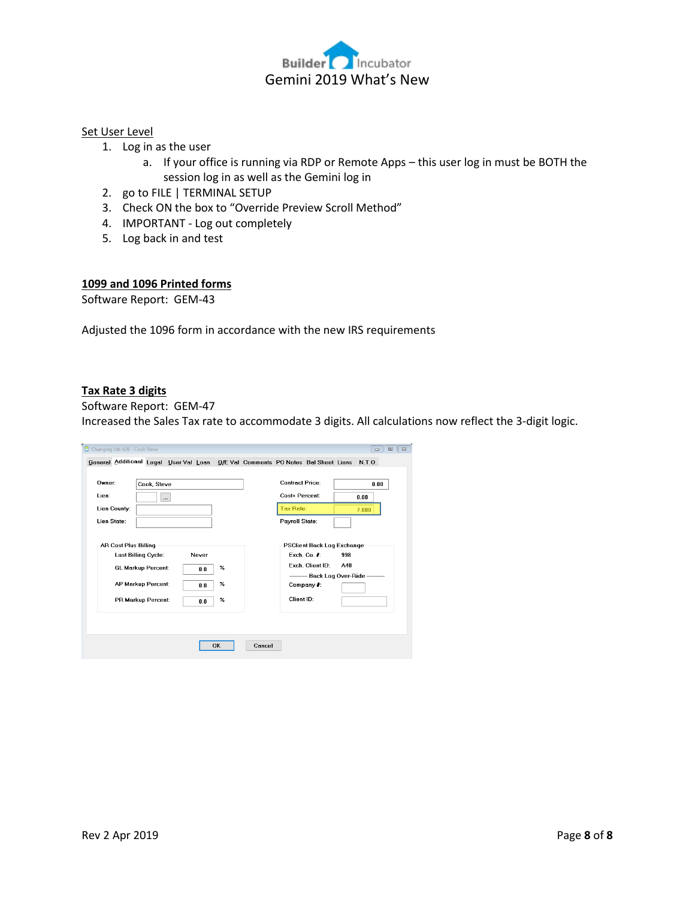Set User Level

1. Log in as the user
    a. If your office is running via RDP or Remote Apps – this user log in must be BOTH the session log in as well as the Gemini log in
2. go to FILE | TERMINAL SETUP
3. Check ON the box to "Override Preview Scroll Method"
4. IMPORTANT - Log out completely
5. Log back in and test

**1099 and 1096 Printed forms**

Software Report: GEM-43

Adjusted the 1096 form in accordance with the new IRS requirements

**Tax Rate 3 digits**

Software Report: GEM-47

Increased the Sales Tax rate to accommodate 3 digits. All calculations now reflect the 3-digit logic.